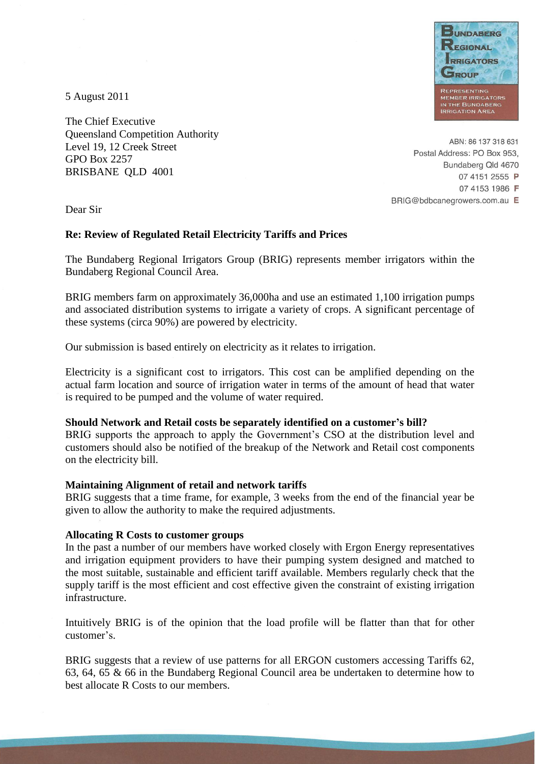**BUNDABERG REGIONAL IRRIGATORS GROUP**

REPRESENTING MEMBER IRRIGATORS IN THE BUNDABERG IRRIGATION AREA

ABN: 86 137 318 631
Postal Address: PO Box 953,
Bundaberg Qld 4670
07 4151 2555 **P**
07 4153 1986 **F**
BRIG@bdbcanegrowers.com.au **E**

5 August 2011

The Chief Executive
Queensland Competition Authority
Level 19, 12 Creek Street
GPO Box 2257
BRISBANE QLD 4001

Dear Sir

**Re: Review of Regulated Retail Electricity Tariffs and Prices**

The Bundaberg Regional Irrigators Group (BRIG) represents member irrigators within the Bundaberg Regional Council Area.

BRIG members farm on approximately 36,000ha and use an estimated 1,100 irrigation pumps and associated distribution systems to irrigate a variety of crops. A significant percentage of these systems (circa 90%) are powered by electricity.

Our submission is based entirely on electricity as it relates to irrigation.

Electricity is a significant cost to irrigators. This cost can be amplified depending on the actual farm location and source of irrigation water in terms of the amount of head that water is required to be pumped and the volume of water required.

**Should Network and Retail costs be separately identified on a customer's bill?**
BRIG supports the approach to apply the Government's CSO at the distribution level and customers should also be notified of the breakup of the Network and Retail cost components on the electricity bill.

**Maintaining Alignment of retail and network tariffs**
BRIG suggests that a time frame, for example, 3 weeks from the end of the financial year be given to allow the authority to make the required adjustments.

**Allocating R Costs to customer groups**
In the past a number of our members have worked closely with Ergon Energy representatives and irrigation equipment providers to have their pumping system designed and matched to the most suitable, sustainable and efficient tariff available. Members regularly check that the supply tariff is the most efficient and cost effective given the constraint of existing irrigation infrastructure.

Intuitively BRIG is of the opinion that the load profile will be flatter than that for other customer's.

BRIG suggests that a review of use patterns for all ERGON customers accessing Tariffs 62, 63, 64, 65 & 66 in the Bundaberg Regional Council area be undertaken to determine how to best allocate R Costs to our members.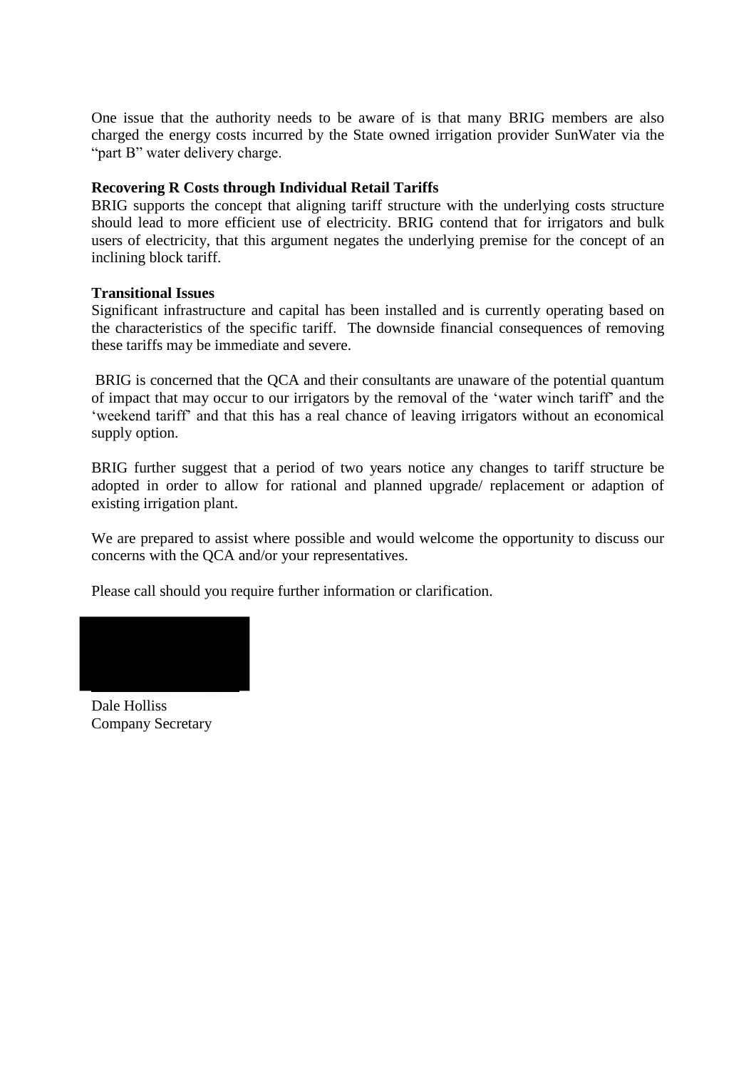One issue that the authority needs to be aware of is that many BRIG members are also charged the energy costs incurred by the State owned irrigation provider SunWater via the "part B" water delivery charge.

**Recovering R Costs through Individual Retail Tariffs**

BRIG supports the concept that aligning tariff structure with the underlying costs structure should lead to more efficient use of electricity. BRIG contend that for irrigators and bulk users of electricity, that this argument negates the underlying premise for the concept of an inclining block tariff.

**Transitional Issues**

Significant infrastructure and capital has been installed and is currently operating based on the characteristics of the specific tariff. The downside financial consequences of removing these tariffs may be immediate and severe.

BRIG is concerned that the QCA and their consultants are unaware of the potential quantum of impact that may occur to our irrigators by the removal of the 'water winch tariff' and the 'weekend tariff' and that this has a real chance of leaving irrigators without an economical supply option.

BRIG further suggest that a period of two years notice any changes to tariff structure be adopted in order to allow for rational and planned upgrade/ replacement or adaption of existing irrigation plant.

We are prepared to assist where possible and would welcome the opportunity to discuss our concerns with the QCA and/or your representatives.

Please call should you require further information or clarification.

Dale Holliss
Company Secretary